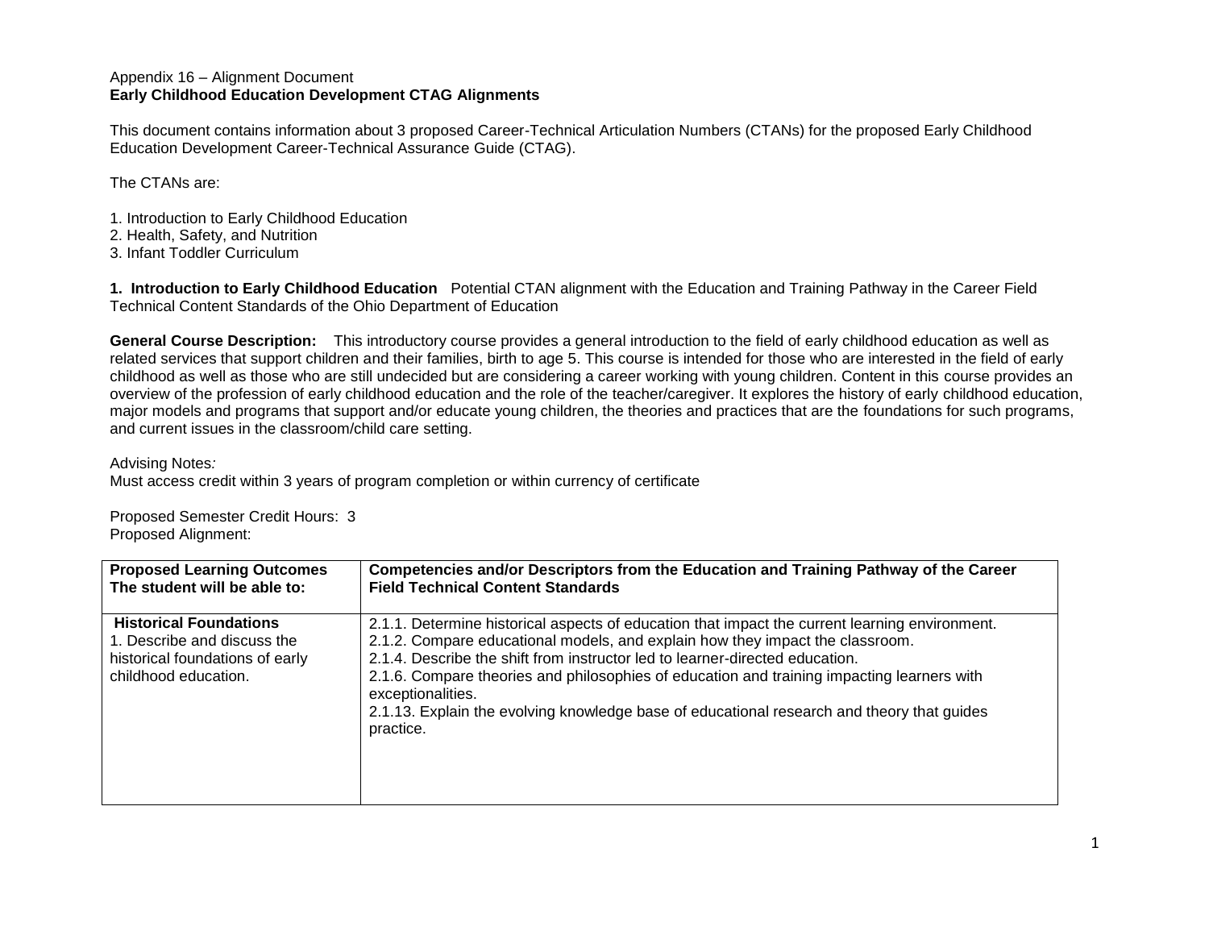Appendix 16 – Alignment Document
**Early Childhood Education Development CTAG Alignments**

This document contains information about 3 proposed Career-Technical Articulation Numbers (CTANs) for the proposed Early Childhood Education Development Career-Technical Assurance Guide (CTAG).

The CTANs are:

1. Introduction to Early Childhood Education
2. Health, Safety, and Nutrition
3. Infant Toddler Curriculum

**1. Introduction to Early Childhood Education** Potential CTAN alignment with the Education and Training Pathway in the Career Field Technical Content Standards of the Ohio Department of Education

**General Course Description:** This introductory course provides a general introduction to the field of early childhood education as well as related services that support children and their families, birth to age 5. This course is intended for those who are interested in the field of early childhood as well as those who are still undecided but are considering a career working with young children. Content in this course provides an overview of the profession of early childhood education and the role of the teacher/caregiver. It explores the history of early childhood education, major models and programs that support and/or educate young children, the theories and practices that are the foundations for such programs, and current issues in the classroom/child care setting.

Advising Notes*:*
Must access credit within 3 years of program completion or within currency of certificate

Proposed Semester Credit Hours: 3
Proposed Alignment:

| **Proposed Learning Outcomes The student will be able to:** | **Competencies and/or Descriptors from the Education and Training Pathway of the Career Field Technical Content Standards** |
|---|---|
| **Historical Foundations**<br>1. Describe and discuss the historical foundations of early childhood education. | 2.1.1. Determine historical aspects of education that impact the current learning environment.<br>2.1.2. Compare educational models, and explain how they impact the classroom.<br>2.1.4. Describe the shift from instructor led to learner-directed education.<br>2.1.6. Compare theories and philosophies of education and training impacting learners with exceptionalities.<br>2.1.13. Explain the evolving knowledge base of educational research and theory that guides practice. |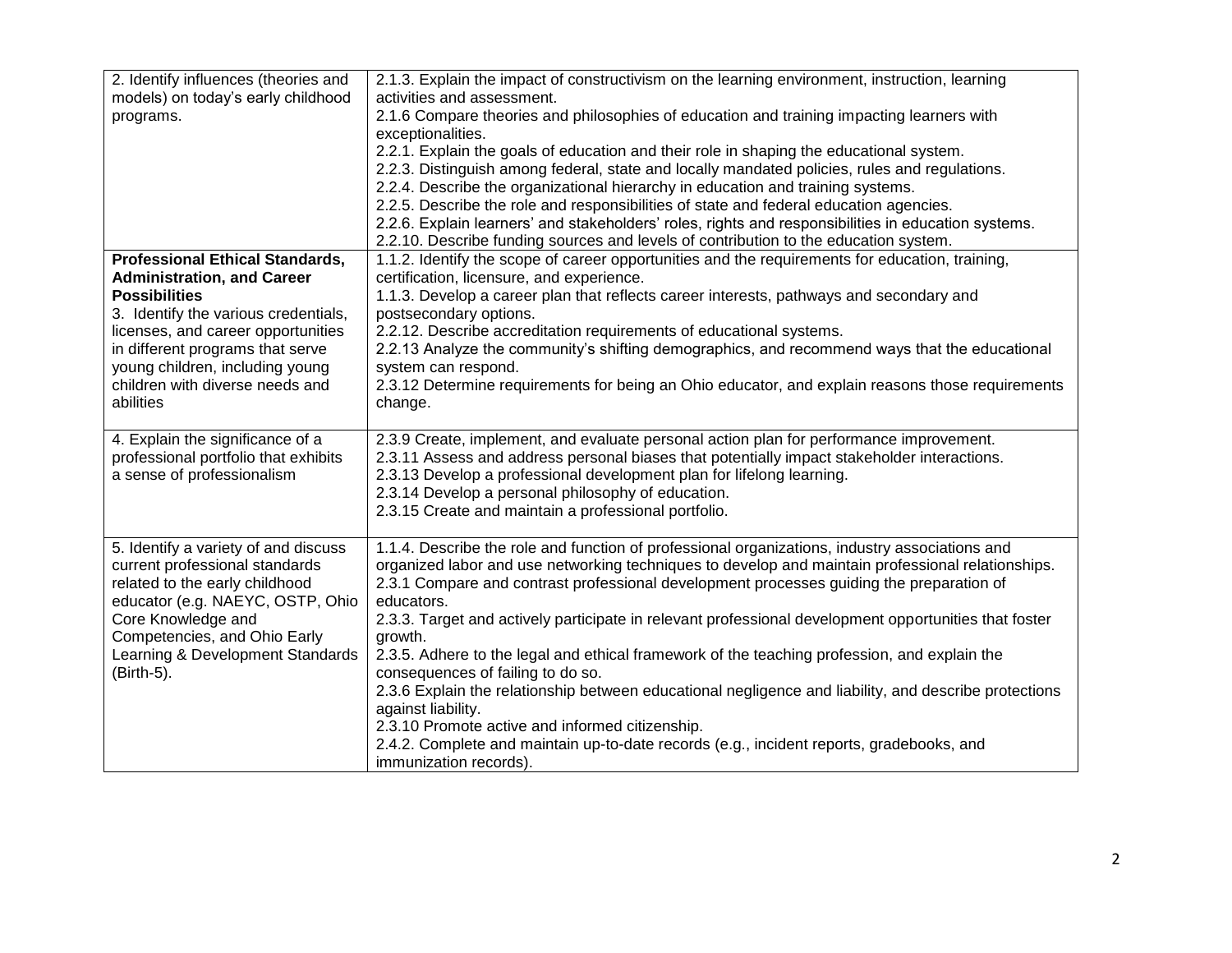| | |
|---|---|
| 2. Identify influences (theories and models) on today's early childhood programs. | 2.1.3. Explain the impact of constructivism on the learning environment, instruction, learning activities and assessment.<br>2.1.6 Compare theories and philosophies of education and training impacting learners with exceptionalities.<br>2.2.1. Explain the goals of education and their role in shaping the educational system.<br>2.2.3. Distinguish among federal, state and locally mandated policies, rules and regulations.<br>2.2.4. Describe the organizational hierarchy in education and training systems.<br>2.2.5. Describe the role and responsibilities of state and federal education agencies.<br>2.2.6. Explain learners' and stakeholders' roles, rights and responsibilities in education systems.<br>2.2.10. Describe funding sources and levels of contribution to the education system. |
| **Professional Ethical Standards, Administration, and Career Possibilities**<br>3. Identify the various credentials, licenses, and career opportunities in different programs that serve young children, including young children with diverse needs and abilities | 1.1.2. Identify the scope of career opportunities and the requirements for education, training, certification, licensure, and experience.<br>1.1.3. Develop a career plan that reflects career interests, pathways and secondary and postsecondary options.<br>2.2.12. Describe accreditation requirements of educational systems.<br>2.2.13 Analyze the community's shifting demographics, and recommend ways that the educational system can respond.<br>2.3.12 Determine requirements for being an Ohio educator, and explain reasons those requirements change. |
| 4. Explain the significance of a professional portfolio that exhibits a sense of professionalism | 2.3.9 Create, implement, and evaluate personal action plan for performance improvement.<br>2.3.11 Assess and address personal biases that potentially impact stakeholder interactions.<br>2.3.13 Develop a professional development plan for lifelong learning.<br>2.3.14 Develop a personal philosophy of education.<br>2.3.15 Create and maintain a professional portfolio. |
| 5. Identify a variety of and discuss current professional standards related to the early childhood educator (e.g. NAEYC, OSTP, Ohio Core Knowledge and Competencies, and Ohio Early Learning & Development Standards (Birth-5). | 1.1.4. Describe the role and function of professional organizations, industry associations and organized labor and use networking techniques to develop and maintain professional relationships.<br>2.3.1 Compare and contrast professional development processes guiding the preparation of educators.<br>2.3.3. Target and actively participate in relevant professional development opportunities that foster growth.<br>2.3.5. Adhere to the legal and ethical framework of the teaching profession, and explain the consequences of failing to do so.<br>2.3.6 Explain the relationship between educational negligence and liability, and describe protections against liability.<br>2.3.10 Promote active and informed citizenship.<br>2.4.2. Complete and maintain up-to-date records (e.g., incident reports, gradebooks, and immunization records). |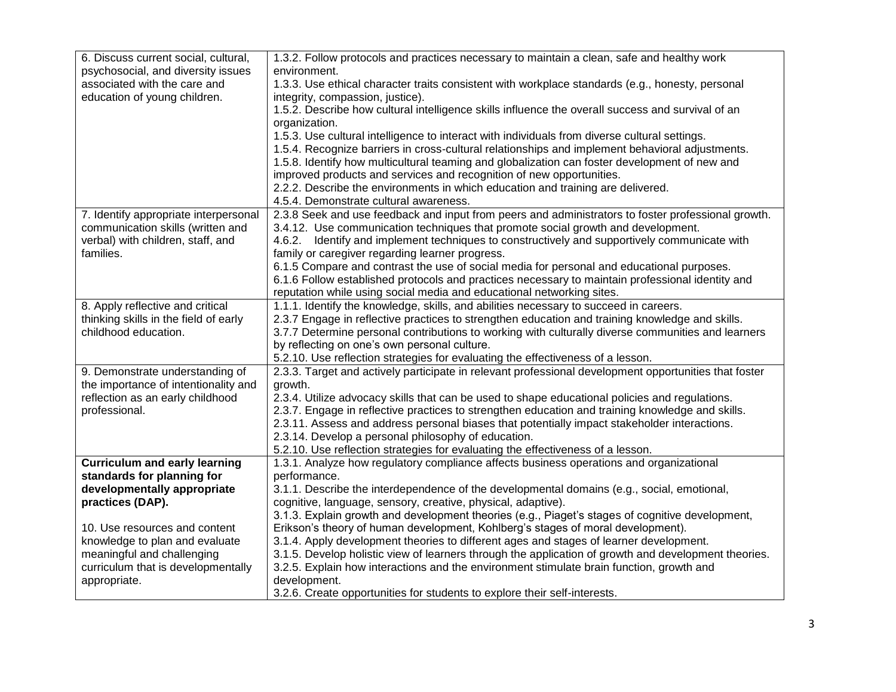| | |
|---|---|
| 6. Discuss current social, cultural, psychosocial, and diversity issues associated with the care and education of young children. | 1.3.2. Follow protocols and practices necessary to maintain a clean, safe and healthy work environment.<br>1.3.3. Use ethical character traits consistent with workplace standards (e.g., honesty, personal integrity, compassion, justice).<br>1.5.2. Describe how cultural intelligence skills influence the overall success and survival of an organization.<br>1.5.3. Use cultural intelligence to interact with individuals from diverse cultural settings.<br>1.5.4. Recognize barriers in cross-cultural relationships and implement behavioral adjustments.<br>1.5.8. Identify how multicultural teaming and globalization can foster development of new and improved products and services and recognition of new opportunities.<br>2.2.2. Describe the environments in which education and training are delivered.<br>4.5.4. Demonstrate cultural awareness. |
| 7. Identify appropriate interpersonal communication skills (written and verbal) with children, staff, and families. | 2.3.8 Seek and use feedback and input from peers and administrators to foster professional growth.<br>3.4.12. Use communication techniques that promote social growth and development.<br>4.6.2. Identify and implement techniques to constructively and supportively communicate with family or caregiver regarding learner progress.<br>6.1.5 Compare and contrast the use of social media for personal and educational purposes.<br>6.1.6 Follow established protocols and practices necessary to maintain professional identity and reputation while using social media and educational networking sites. |
| 8. Apply reflective and critical thinking skills in the field of early childhood education. | 1.1.1. Identify the knowledge, skills, and abilities necessary to succeed in careers.<br>2.3.7 Engage in reflective practices to strengthen education and training knowledge and skills.<br>3.7.7 Determine personal contributions to working with culturally diverse communities and learners by reflecting on one's own personal culture.<br>5.2.10. Use reflection strategies for evaluating the effectiveness of a lesson. |
| 9. Demonstrate understanding of the importance of intentionality and reflection as an early childhood professional. | 2.3.3. Target and actively participate in relevant professional development opportunities that foster growth.<br>2.3.4. Utilize advocacy skills that can be used to shape educational policies and regulations.<br>2.3.7. Engage in reflective practices to strengthen education and training knowledge and skills.<br>2.3.11. Assess and address personal biases that potentially impact stakeholder interactions.<br>2.3.14. Develop a personal philosophy of education.<br>5.2.10. Use reflection strategies for evaluating the effectiveness of a lesson. |
| **Curriculum and early learning standards for planning for developmentally appropriate practices (DAP).**<br><br>10. Use resources and content knowledge to plan and evaluate meaningful and challenging curriculum that is developmentally appropriate. | 1.3.1. Analyze how regulatory compliance affects business operations and organizational performance.<br>3.1.1. Describe the interdependence of the developmental domains (e.g., social, emotional, cognitive, language, sensory, creative, physical, adaptive).<br>3.1.3. Explain growth and development theories (e.g., Piaget's stages of cognitive development, Erikson's theory of human development, Kohlberg's stages of moral development).<br>3.1.4. Apply development theories to different ages and stages of learner development.<br>3.1.5. Develop holistic view of learners through the application of growth and development theories.<br>3.2.5. Explain how interactions and the environment stimulate brain function, growth and development.<br>3.2.6. Create opportunities for students to explore their self-interests. |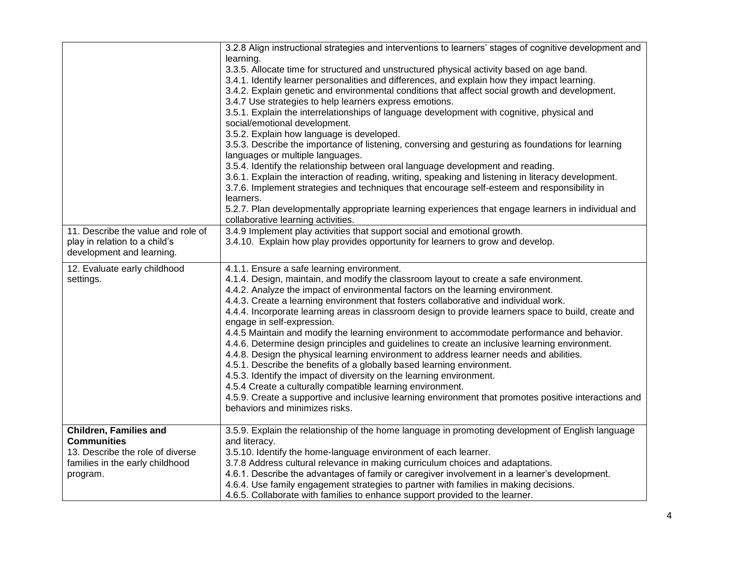| | |
|---|---|
| | 3.2.8 Align instructional strategies and interventions to learners' stages of cognitive development and learning.<br>3.3.5. Allocate time for structured and unstructured physical activity based on age band.<br>3.4.1. Identify learner personalities and differences, and explain how they impact learning.<br>3.4.2. Explain genetic and environmental conditions that affect social growth and development.<br>3.4.7 Use strategies to help learners express emotions.<br>3.5.1. Explain the interrelationships of language development with cognitive, physical and social/emotional development.<br>3.5.2. Explain how language is developed.<br>3.5.3. Describe the importance of listening, conversing and gesturing as foundations for learning languages or multiple languages.<br>3.5.4. Identify the relationship between oral language development and reading.<br>3.6.1. Explain the interaction of reading, writing, speaking and listening in literacy development.<br>3.7.6. Implement strategies and techniques that encourage self-esteem and responsibility in learners.<br>5.2.7. Plan developmentally appropriate learning experiences that engage learners in individual and collaborative learning activities. |
| 11. Describe the value and role of play in relation to a child's development and learning. | 3.4.9 Implement play activities that support social and emotional growth.<br>3.4.10. Explain how play provides opportunity for learners to grow and develop. |
| 12. Evaluate early childhood settings. | 4.1.1. Ensure a safe learning environment.<br>4.1.4. Design, maintain, and modify the classroom layout to create a safe environment.<br>4.4.2. Analyze the impact of environmental factors on the learning environment.<br>4.4.3. Create a learning environment that fosters collaborative and individual work.<br>4.4.4. Incorporate learning areas in classroom design to provide learners space to build, create and engage in self-expression.<br>4.4.5 Maintain and modify the learning environment to accommodate performance and behavior.<br>4.4.6. Determine design principles and guidelines to create an inclusive learning environment.<br>4.4.8. Design the physical learning environment to address learner needs and abilities.<br>4.5.1. Describe the benefits of a globally based learning environment.<br>4.5.3. Identify the impact of diversity on the learning environment.<br>4.5.4 Create a culturally compatible learning environment.<br>4.5.9. Create a supportive and inclusive learning environment that promotes positive interactions and behaviors and minimizes risks. |
| **Children, Families and Communities**<br>13. Describe the role of diverse families in the early childhood program. | 3.5.9. Explain the relationship of the home language in promoting development of English language and literacy.<br>3.5.10. Identify the home-language environment of each learner.<br>3.7.8 Address cultural relevance in making curriculum choices and adaptations.<br>4.6.1. Describe the advantages of family or caregiver involvement in a learner's development.<br>4.6.4. Use family engagement strategies to partner with families in making decisions.<br>4.6.5. Collaborate with families to enhance support provided to the learner. |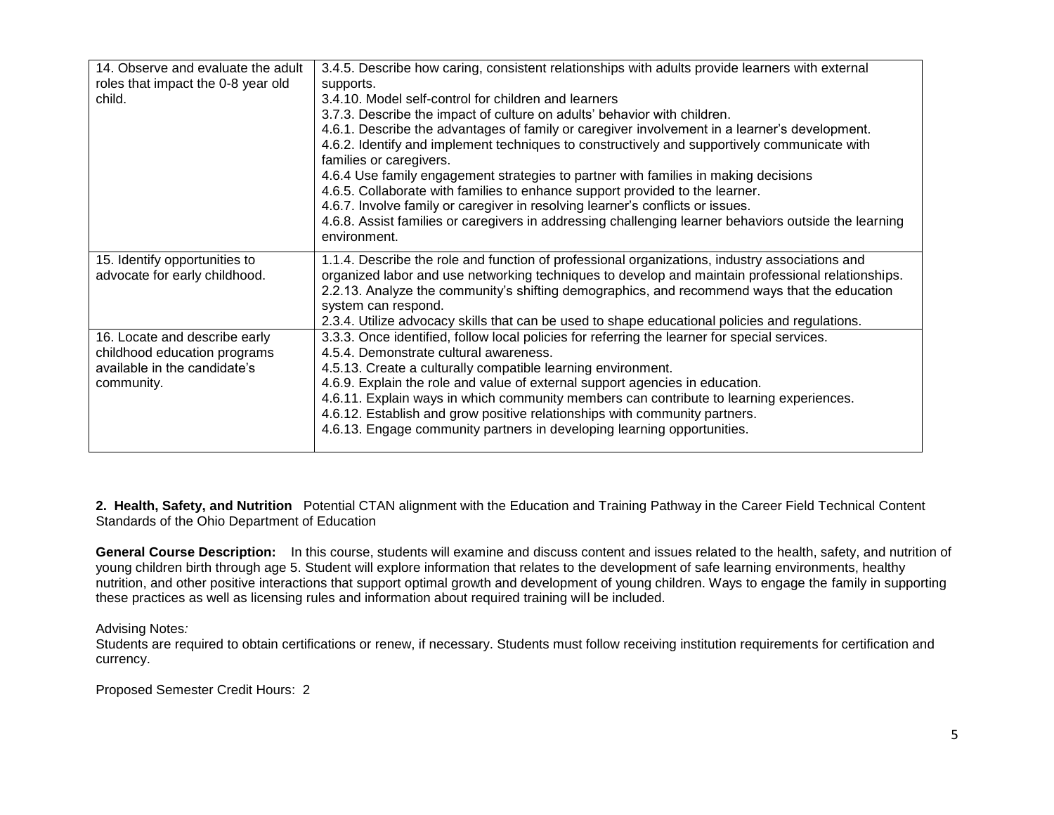| | |
|---|---|
| 14. Observe and evaluate the adult roles that impact the 0-8 year old child. | 3.4.5. Describe how caring, consistent relationships with adults provide learners with external supports.<br>3.4.10. Model self-control for children and learners<br>3.7.3. Describe the impact of culture on adults' behavior with children.<br>4.6.1. Describe the advantages of family or caregiver involvement in a learner's development.<br>4.6.2. Identify and implement techniques to constructively and supportively communicate with families or caregivers.<br>4.6.4 Use family engagement strategies to partner with families in making decisions<br>4.6.5. Collaborate with families to enhance support provided to the learner.<br>4.6.7. Involve family or caregiver in resolving learner's conflicts or issues.<br>4.6.8. Assist families or caregivers in addressing challenging learner behaviors outside the learning environment. |
| 15. Identify opportunities to advocate for early childhood. | 1.1.4. Describe the role and function of professional organizations, industry associations and organized labor and use networking techniques to develop and maintain professional relationships.<br>2.2.13. Analyze the community's shifting demographics, and recommend ways that the education system can respond.<br>2.3.4. Utilize advocacy skills that can be used to shape educational policies and regulations. |
| 16. Locate and describe early childhood education programs available in the candidate's community. | 3.3.3. Once identified, follow local policies for referring the learner for special services.<br>4.5.4. Demonstrate cultural awareness.<br>4.5.13. Create a culturally compatible learning environment.<br>4.6.9. Explain the role and value of external support agencies in education.<br>4.6.11. Explain ways in which community members can contribute to learning experiences.<br>4.6.12. Establish and grow positive relationships with community partners.<br>4.6.13. Engage community partners in developing learning opportunities. |

**2. Health, Safety, and Nutrition** Potential CTAN alignment with the Education and Training Pathway in the Career Field Technical Content Standards of the Ohio Department of Education

**General Course Description:** In this course, students will examine and discuss content and issues related to the health, safety, and nutrition of young children birth through age 5. Student will explore information that relates to the development of safe learning environments, healthy nutrition, and other positive interactions that support optimal growth and development of young children. Ways to engage the family in supporting these practices as well as licensing rules and information about required training will be included.

Advising Notes*:*
Students are required to obtain certifications or renew, if necessary. Students must follow receiving institution requirements for certification and currency.

Proposed Semester Credit Hours: 2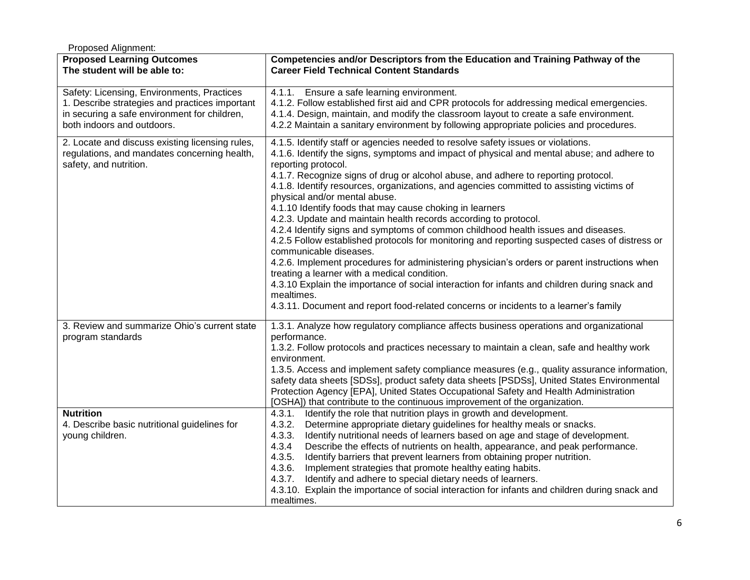Proposed Alignment:

| **Proposed Learning Outcomes**<br>**The student will be able to:** | **Competencies and/or Descriptors from the Education and Training Pathway of the Career Field Technical Content Standards** |
|---|---|
| Safety: Licensing, Environments, Practices<br>1. Describe strategies and practices important in securing a safe environment for children, both indoors and outdoors. | 4.1.1. Ensure a safe learning environment.<br>4.1.2. Follow established first aid and CPR protocols for addressing medical emergencies.<br>4.1.4. Design, maintain, and modify the classroom layout to create a safe environment.<br>4.2.2 Maintain a sanitary environment by following appropriate policies and procedures. |
| 2. Locate and discuss existing licensing rules, regulations, and mandates concerning health, safety, and nutrition. | 4.1.5. Identify staff or agencies needed to resolve safety issues or violations.<br>4.1.6. Identify the signs, symptoms and impact of physical and mental abuse; and adhere to reporting protocol.<br>4.1.7. Recognize signs of drug or alcohol abuse, and adhere to reporting protocol.<br>4.1.8. Identify resources, organizations, and agencies committed to assisting victims of physical and/or mental abuse.<br>4.1.10 Identify foods that may cause choking in learners<br>4.2.3. Update and maintain health records according to protocol.<br>4.2.4 Identify signs and symptoms of common childhood health issues and diseases.<br>4.2.5 Follow established protocols for monitoring and reporting suspected cases of distress or communicable diseases.<br>4.2.6. Implement procedures for administering physician's orders or parent instructions when treating a learner with a medical condition.<br>4.3.10 Explain the importance of social interaction for infants and children during snack and mealtimes.<br>4.3.11. Document and report food-related concerns or incidents to a learner's family |
| 3. Review and summarize Ohio's current state program standards | 1.3.1. Analyze how regulatory compliance affects business operations and organizational performance.<br>1.3.2. Follow protocols and practices necessary to maintain a clean, safe and healthy work environment.<br>1.3.5. Access and implement safety compliance measures (e.g., quality assurance information, safety data sheets [SDSs], product safety data sheets [PSDSs], United States Environmental Protection Agency [EPA], United States Occupational Safety and Health Administration [OSHA]) that contribute to the continuous improvement of the organization. |
| **Nutrition**<br>4. Describe basic nutritional guidelines for young children. | 4.3.1. Identify the role that nutrition plays in growth and development.<br>4.3.2. Determine appropriate dietary guidelines for healthy meals or snacks.<br>4.3.3. Identify nutritional needs of learners based on age and stage of development.<br>4.3.4 Describe the effects of nutrients on health, appearance, and peak performance.<br>4.3.5. Identify barriers that prevent learners from obtaining proper nutrition.<br>4.3.6. Implement strategies that promote healthy eating habits.<br>4.3.7. Identify and adhere to special dietary needs of learners.<br>4.3.10. Explain the importance of social interaction for infants and children during snack and mealtimes. |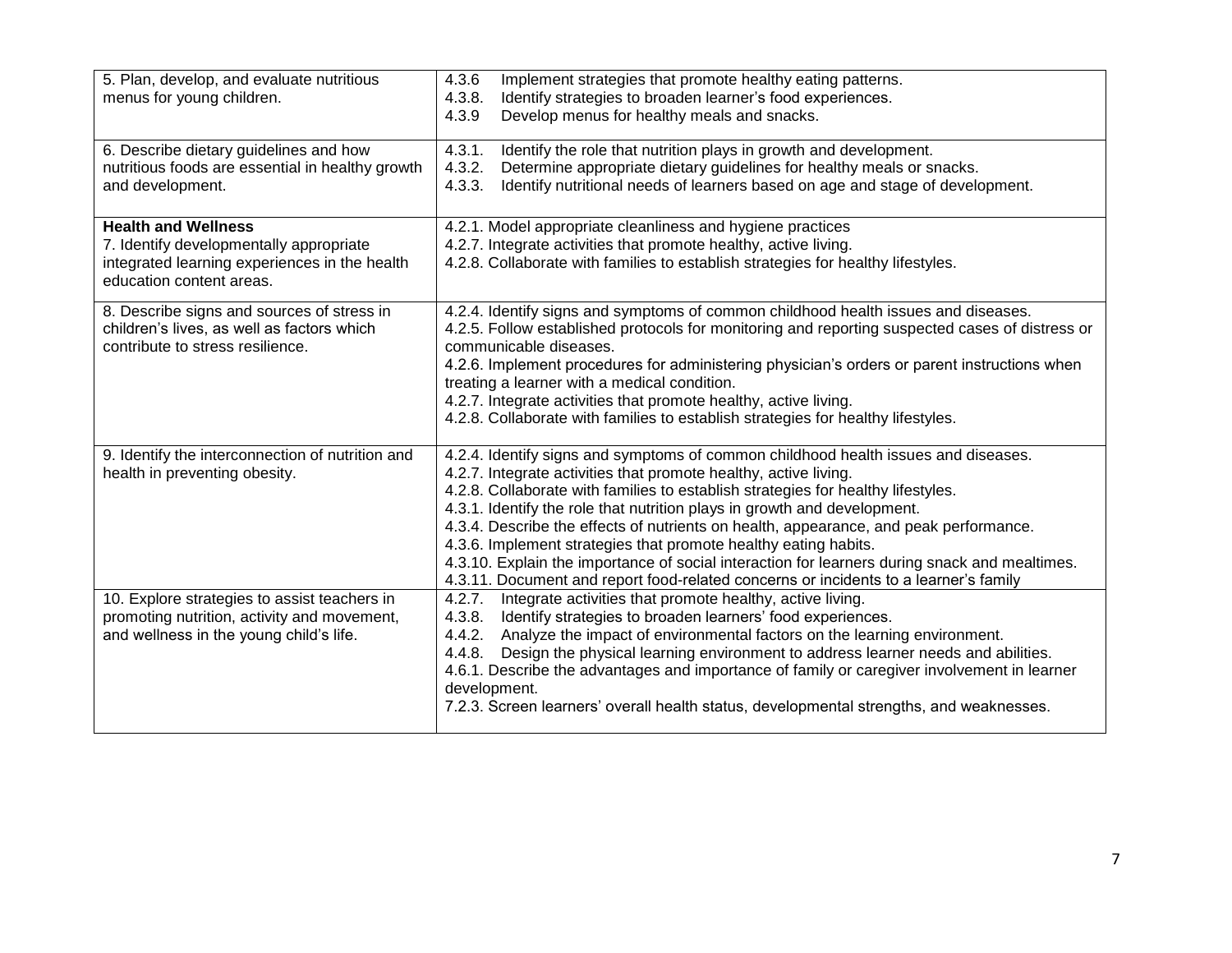| | |
|---|---|
| 5. Plan, develop, and evaluate nutritious menus for young children. | 4.3.6 Implement strategies that promote healthy eating patterns.<br>4.3.8. Identify strategies to broaden learner's food experiences.<br>4.3.9 Develop menus for healthy meals and snacks. |
| 6. Describe dietary guidelines and how nutritious foods are essential in healthy growth and development. | 4.3.1. Identify the role that nutrition plays in growth and development.<br>4.3.2. Determine appropriate dietary guidelines for healthy meals or snacks.<br>4.3.3. Identify nutritional needs of learners based on age and stage of development. |
| **Health and Wellness**<br>7. Identify developmentally appropriate integrated learning experiences in the health education content areas. | 4.2.1. Model appropriate cleanliness and hygiene practices<br>4.2.7. Integrate activities that promote healthy, active living.<br>4.2.8. Collaborate with families to establish strategies for healthy lifestyles. |
| 8. Describe signs and sources of stress in children's lives, as well as factors which contribute to stress resilience. | 4.2.4. Identify signs and symptoms of common childhood health issues and diseases.<br>4.2.5. Follow established protocols for monitoring and reporting suspected cases of distress or communicable diseases.<br>4.2.6. Implement procedures for administering physician's orders or parent instructions when treating a learner with a medical condition.<br>4.2.7. Integrate activities that promote healthy, active living.<br>4.2.8. Collaborate with families to establish strategies for healthy lifestyles. |
| 9. Identify the interconnection of nutrition and health in preventing obesity. | 4.2.4. Identify signs and symptoms of common childhood health issues and diseases.<br>4.2.7. Integrate activities that promote healthy, active living.<br>4.2.8. Collaborate with families to establish strategies for healthy lifestyles.<br>4.3.1. Identify the role that nutrition plays in growth and development.<br>4.3.4. Describe the effects of nutrients on health, appearance, and peak performance.<br>4.3.6. Implement strategies that promote healthy eating habits.<br>4.3.10. Explain the importance of social interaction for learners during snack and mealtimes.<br>4.3.11. Document and report food-related concerns or incidents to a learner's family |
| 10. Explore strategies to assist teachers in promoting nutrition, activity and movement, and wellness in the young child's life. | 4.2.7. Integrate activities that promote healthy, active living.<br>4.3.8. Identify strategies to broaden learners' food experiences.<br>4.4.2. Analyze the impact of environmental factors on the learning environment.<br>4.4.8. Design the physical learning environment to address learner needs and abilities.<br>4.6.1. Describe the advantages and importance of family or caregiver involvement in learner development.<br>7.2.3. Screen learners' overall health status, developmental strengths, and weaknesses. |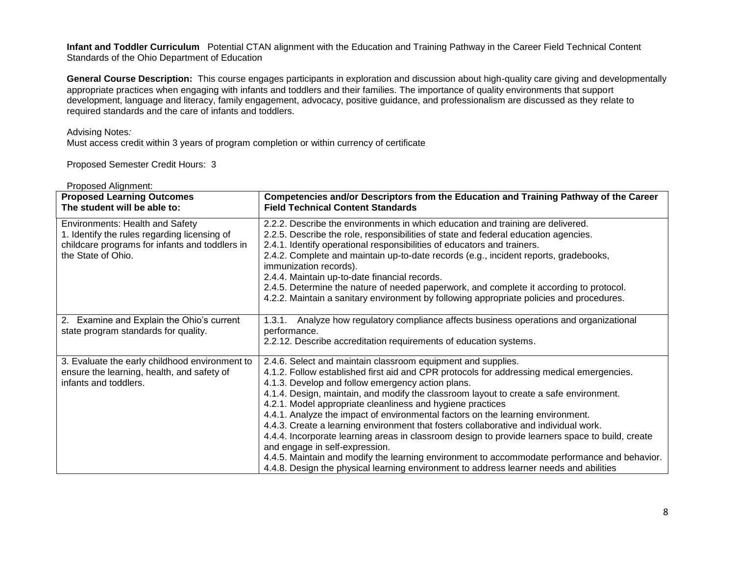**Infant and Toddler Curriculum** Potential CTAN alignment with the Education and Training Pathway in the Career Field Technical Content Standards of the Ohio Department of Education

**General Course Description:** This course engages participants in exploration and discussion about high-quality care giving and developmentally appropriate practices when engaging with infants and toddlers and their families. The importance of quality environments that support development, language and literacy, family engagement, advocacy, positive guidance, and professionalism are discussed as they relate to required standards and the care of infants and toddlers.

Advising Notes*:*
Must access credit within 3 years of program completion or within currency of certificate

Proposed Semester Credit Hours: 3

Proposed Alignment:

| **Proposed Learning Outcomes The student will be able to:** | **Competencies and/or Descriptors from the Education and Training Pathway of the Career Field Technical Content Standards** |
|---|---|
| Environments: Health and Safety<br>1. Identify the rules regarding licensing of childcare programs for infants and toddlers in the State of Ohio. | 2.2.2. Describe the environments in which education and training are delivered.<br>2.2.5. Describe the role, responsibilities of state and federal education agencies.<br>2.4.1. Identify operational responsibilities of educators and trainers.<br>2.4.2. Complete and maintain up-to-date records (e.g., incident reports, gradebooks, immunization records).<br>2.4.4. Maintain up-to-date financial records.<br>2.4.5. Determine the nature of needed paperwork, and complete it according to protocol.<br>4.2.2. Maintain a sanitary environment by following appropriate policies and procedures. |
| 2. Examine and Explain the Ohio's current state program standards for quality. | 1.3.1. Analyze how regulatory compliance affects business operations and organizational performance.<br>2.2.12. Describe accreditation requirements of education systems. |
| 3. Evaluate the early childhood environment to ensure the learning, health, and safety of infants and toddlers. | 2.4.6. Select and maintain classroom equipment and supplies.<br>4.1.2. Follow established first aid and CPR protocols for addressing medical emergencies.<br>4.1.3. Develop and follow emergency action plans.<br>4.1.4. Design, maintain, and modify the classroom layout to create a safe environment.<br>4.2.1. Model appropriate cleanliness and hygiene practices<br>4.4.1. Analyze the impact of environmental factors on the learning environment.<br>4.4.3. Create a learning environment that fosters collaborative and individual work.<br>4.4.4. Incorporate learning areas in classroom design to provide learners space to build, create and engage in self-expression.<br>4.4.5. Maintain and modify the learning environment to accommodate performance and behavior.<br>4.4.8. Design the physical learning environment to address learner needs and abilities |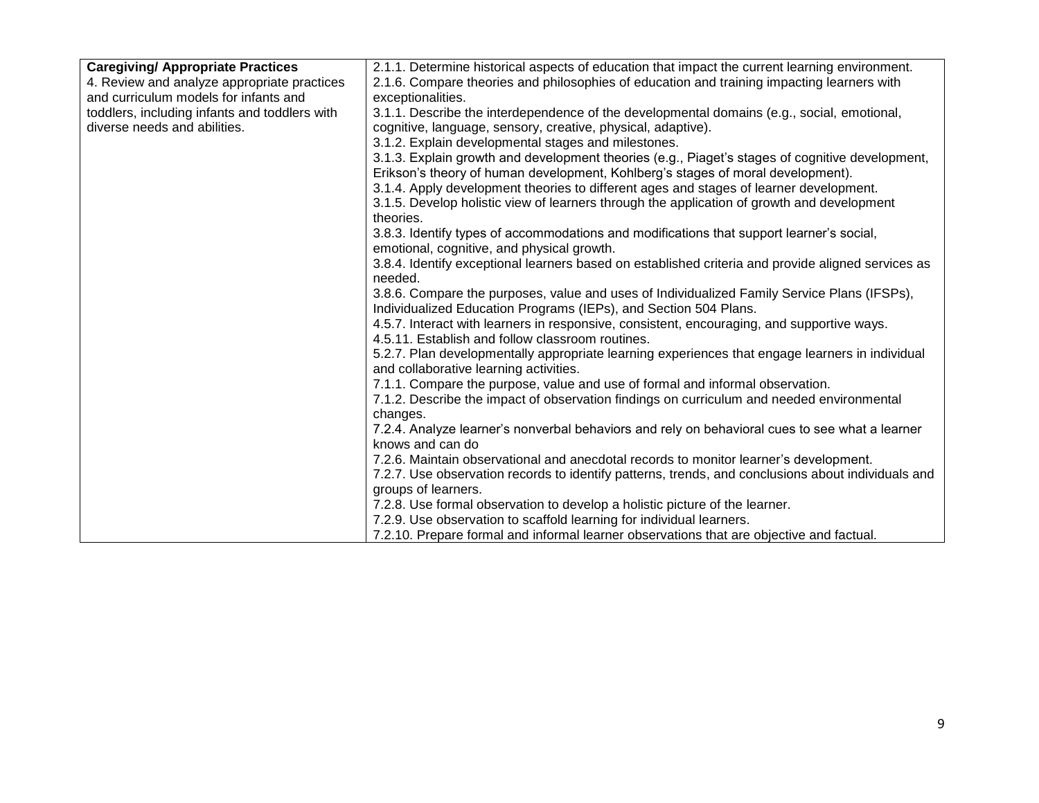| **Caregiving/ Appropriate Practices**<br>4. Review and analyze appropriate practices and curriculum models for infants and toddlers, including infants and toddlers with diverse needs and abilities. | 2.1.1. Determine historical aspects of education that impact the current learning environment.<br>2.1.6. Compare theories and philosophies of education and training impacting learners with exceptionalities.<br>3.1.1. Describe the interdependence of the developmental domains (e.g., social, emotional, cognitive, language, sensory, creative, physical, adaptive).<br>3.1.2. Explain developmental stages and milestones.<br>3.1.3. Explain growth and development theories (e.g., Piaget's stages of cognitive development, Erikson's theory of human development, Kohlberg's stages of moral development).<br>3.1.4. Apply development theories to different ages and stages of learner development.<br>3.1.5. Develop holistic view of learners through the application of growth and development theories.<br>3.8.3. Identify types of accommodations and modifications that support learner's social, emotional, cognitive, and physical growth.<br>3.8.4. Identify exceptional learners based on established criteria and provide aligned services as needed.<br>3.8.6. Compare the purposes, value and uses of Individualized Family Service Plans (IFSPs), Individualized Education Programs (IEPs), and Section 504 Plans.<br>4.5.7. Interact with learners in responsive, consistent, encouraging, and supportive ways.<br>4.5.11. Establish and follow classroom routines.<br>5.2.7. Plan developmentally appropriate learning experiences that engage learners in individual and collaborative learning activities.<br>7.1.1. Compare the purpose, value and use of formal and informal observation.<br>7.1.2. Describe the impact of observation findings on curriculum and needed environmental changes.<br>7.2.4. Analyze learner's nonverbal behaviors and rely on behavioral cues to see what a learner knows and can do<br>7.2.6. Maintain observational and anecdotal records to monitor learner's development.<br>7.2.7. Use observation records to identify patterns, trends, and conclusions about individuals and groups of learners.<br>7.2.8. Use formal observation to develop a holistic picture of the learner.<br>7.2.9. Use observation to scaffold learning for individual learners.<br>7.2.10. Prepare formal and informal learner observations that are objective and factual. |
|---|---|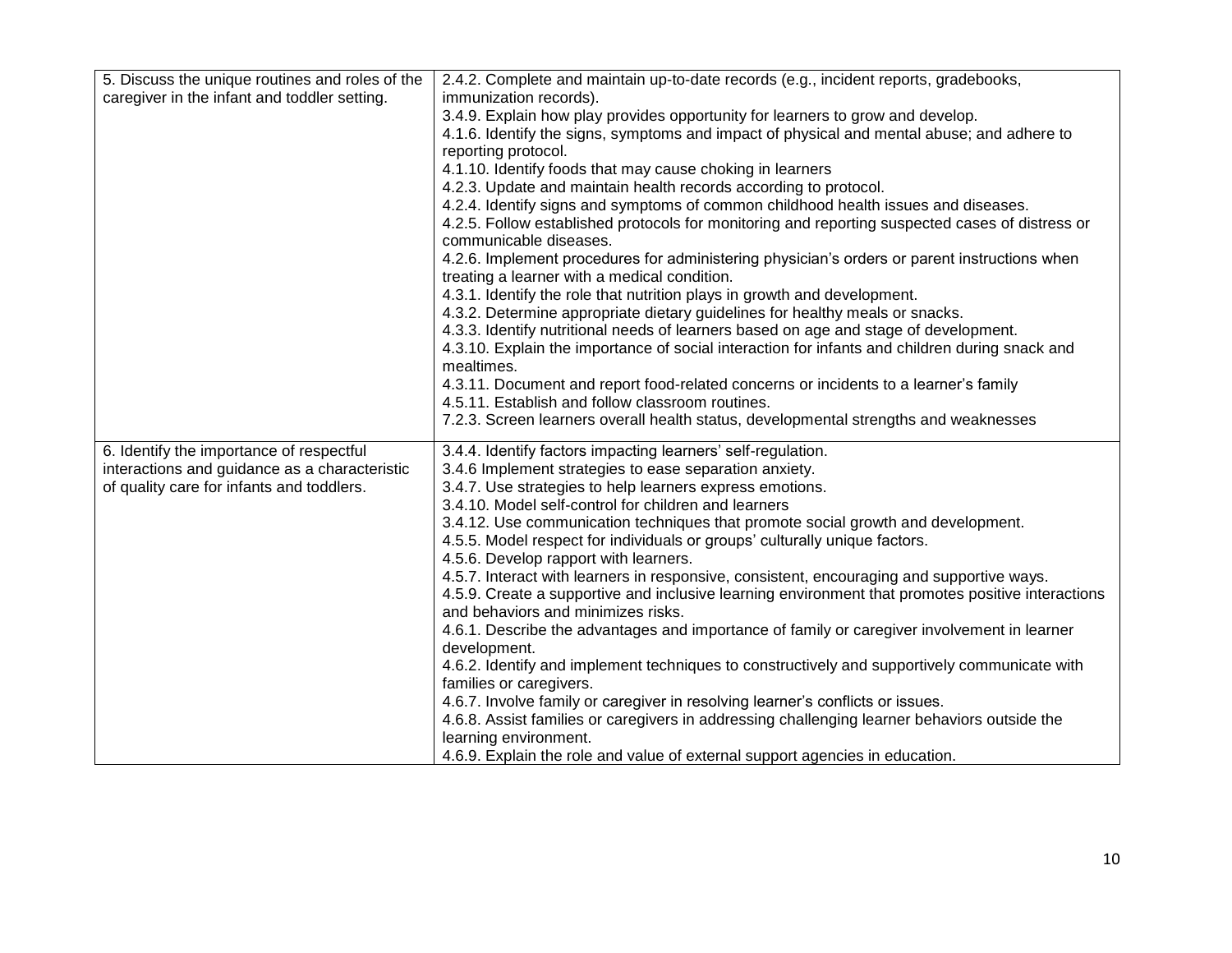| | |
|---|---|
| 5. Discuss the unique routines and roles of the caregiver in the infant and toddler setting. | 2.4.2. Complete and maintain up-to-date records (e.g., incident reports, gradebooks, immunization records).<br>3.4.9. Explain how play provides opportunity for learners to grow and develop.<br>4.1.6. Identify the signs, symptoms and impact of physical and mental abuse; and adhere to reporting protocol.<br>4.1.10. Identify foods that may cause choking in learners<br>4.2.3. Update and maintain health records according to protocol.<br>4.2.4. Identify signs and symptoms of common childhood health issues and diseases.<br>4.2.5. Follow established protocols for monitoring and reporting suspected cases of distress or communicable diseases.<br>4.2.6. Implement procedures for administering physician's orders or parent instructions when treating a learner with a medical condition.<br>4.3.1. Identify the role that nutrition plays in growth and development.<br>4.3.2. Determine appropriate dietary guidelines for healthy meals or snacks.<br>4.3.3. Identify nutritional needs of learners based on age and stage of development.<br>4.3.10. Explain the importance of social interaction for infants and children during snack and mealtimes.<br>4.3.11. Document and report food-related concerns or incidents to a learner's family<br>4.5.11. Establish and follow classroom routines.<br>7.2.3. Screen learners overall health status, developmental strengths and weaknesses |
| 6. Identify the importance of respectful interactions and guidance as a characteristic of quality care for infants and toddlers. | 3.4.4. Identify factors impacting learners' self-regulation.<br>3.4.6 Implement strategies to ease separation anxiety.<br>3.4.7. Use strategies to help learners express emotions.<br>3.4.10. Model self-control for children and learners<br>3.4.12. Use communication techniques that promote social growth and development.<br>4.5.5. Model respect for individuals or groups' culturally unique factors.<br>4.5.6. Develop rapport with learners.<br>4.5.7. Interact with learners in responsive, consistent, encouraging and supportive ways.<br>4.5.9. Create a supportive and inclusive learning environment that promotes positive interactions and behaviors and minimizes risks.<br>4.6.1. Describe the advantages and importance of family or caregiver involvement in learner development.<br>4.6.2. Identify and implement techniques to constructively and supportively communicate with families or caregivers.<br>4.6.7. Involve family or caregiver in resolving learner's conflicts or issues.<br>4.6.8. Assist families or caregivers in addressing challenging learner behaviors outside the learning environment.<br>4.6.9. Explain the role and value of external support agencies in education. |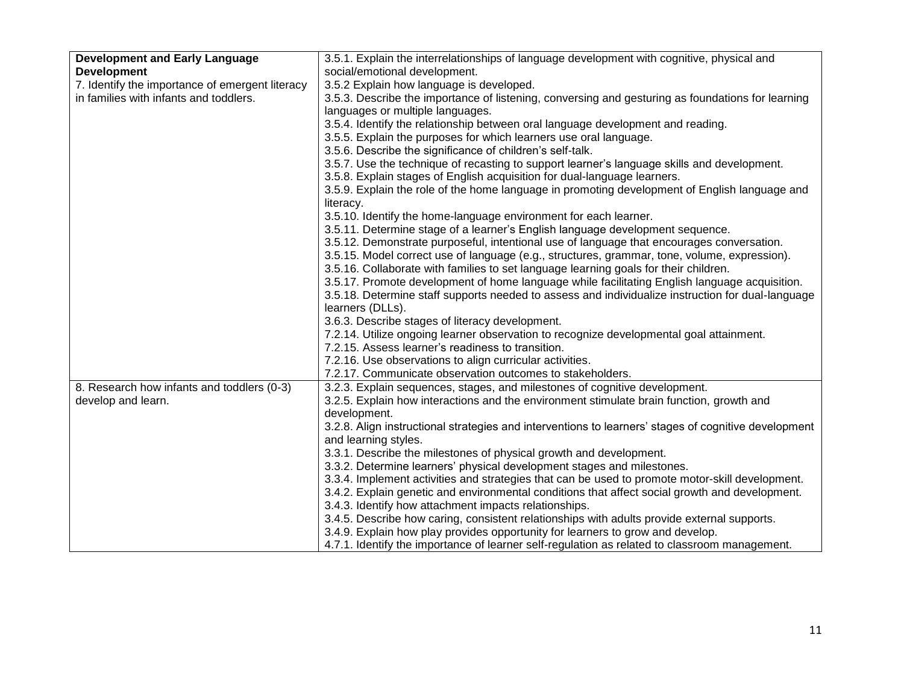| | |
|---|---|
| **Development and Early Language Development**<br>7. Identify the importance of emergent literacy in families with infants and toddlers. | 3.5.1. Explain the interrelationships of language development with cognitive, physical and social/emotional development.<br>3.5.2 Explain how language is developed.<br>3.5.3. Describe the importance of listening, conversing and gesturing as foundations for learning languages or multiple languages.<br>3.5.4. Identify the relationship between oral language development and reading.<br>3.5.5. Explain the purposes for which learners use oral language.<br>3.5.6. Describe the significance of children's self-talk.<br>3.5.7. Use the technique of recasting to support learner's language skills and development.<br>3.5.8. Explain stages of English acquisition for dual-language learners.<br>3.5.9. Explain the role of the home language in promoting development of English language and literacy.<br>3.5.10. Identify the home-language environment for each learner.<br>3.5.11. Determine stage of a learner's English language development sequence.<br>3.5.12. Demonstrate purposeful, intentional use of language that encourages conversation.<br>3.5.15. Model correct use of language (e.g., structures, grammar, tone, volume, expression).<br>3.5.16. Collaborate with families to set language learning goals for their children.<br>3.5.17. Promote development of home language while facilitating English language acquisition.<br>3.5.18. Determine staff supports needed to assess and individualize instruction for dual-language learners (DLLs).<br>3.6.3. Describe stages of literacy development.<br>7.2.14. Utilize ongoing learner observation to recognize developmental goal attainment.<br>7.2.15. Assess learner's readiness to transition.<br>7.2.16. Use observations to align curricular activities.<br>7.2.17. Communicate observation outcomes to stakeholders. |
| 8. Research how infants and toddlers (0-3) develop and learn. | 3.2.3. Explain sequences, stages, and milestones of cognitive development.<br>3.2.5. Explain how interactions and the environment stimulate brain function, growth and development.<br>3.2.8. Align instructional strategies and interventions to learners' stages of cognitive development and learning styles.<br>3.3.1. Describe the milestones of physical growth and development.<br>3.3.2. Determine learners' physical development stages and milestones.<br>3.3.4. Implement activities and strategies that can be used to promote motor-skill development.<br>3.4.2. Explain genetic and environmental conditions that affect social growth and development.<br>3.4.3. Identify how attachment impacts relationships.<br>3.4.5. Describe how caring, consistent relationships with adults provide external supports.<br>3.4.9. Explain how play provides opportunity for learners to grow and develop.<br>4.7.1. Identify the importance of learner self-regulation as related to classroom management. |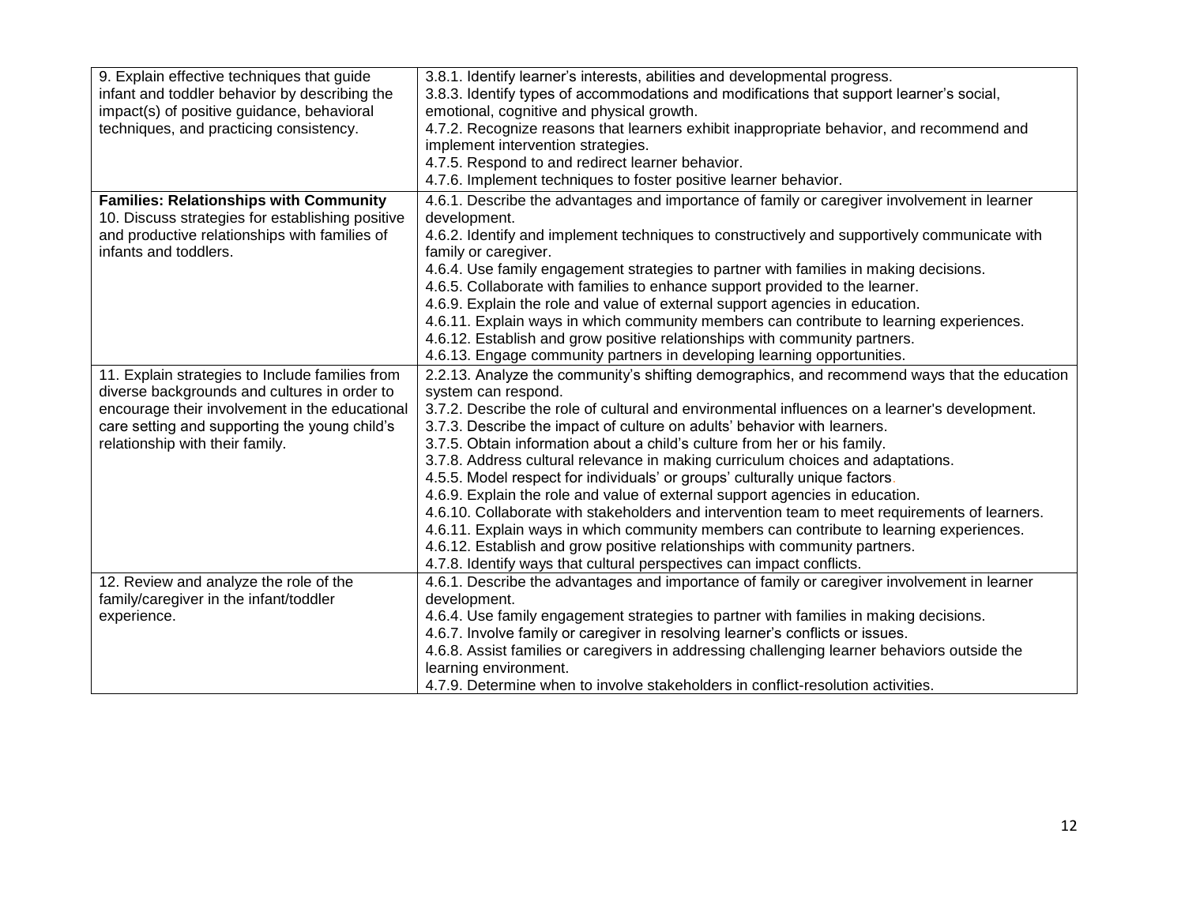| | |
|---|---|
| 9. Explain effective techniques that guide infant and toddler behavior by describing the impact(s) of positive guidance, behavioral techniques, and practicing consistency. | 3.8.1. Identify learner's interests, abilities and developmental progress.<br>3.8.3. Identify types of accommodations and modifications that support learner's social, emotional, cognitive and physical growth.<br>4.7.2. Recognize reasons that learners exhibit inappropriate behavior, and recommend and implement intervention strategies.<br>4.7.5. Respond to and redirect learner behavior.<br>4.7.6. Implement techniques to foster positive learner behavior. |
| **Families: Relationships with Community**<br>10. Discuss strategies for establishing positive and productive relationships with families of infants and toddlers. | 4.6.1. Describe the advantages and importance of family or caregiver involvement in learner development.<br>4.6.2. Identify and implement techniques to constructively and supportively communicate with family or caregiver.<br>4.6.4. Use family engagement strategies to partner with families in making decisions.<br>4.6.5. Collaborate with families to enhance support provided to the learner.<br>4.6.9. Explain the role and value of external support agencies in education.<br>4.6.11. Explain ways in which community members can contribute to learning experiences.<br>4.6.12. Establish and grow positive relationships with community partners.<br>4.6.13. Engage community partners in developing learning opportunities. |
| 11. Explain strategies to Include families from diverse backgrounds and cultures in order to encourage their involvement in the educational care setting and supporting the young child's relationship with their family. | 2.2.13. Analyze the community's shifting demographics, and recommend ways that the education system can respond.<br>3.7.2. Describe the role of cultural and environmental influences on a learner's development.<br>3.7.3. Describe the impact of culture on adults' behavior with learners.<br>3.7.5. Obtain information about a child's culture from her or his family.<br>3.7.8. Address cultural relevance in making curriculum choices and adaptations.<br>4.5.5. Model respect for individuals' or groups' culturally unique factors.<br>4.6.9. Explain the role and value of external support agencies in education.<br>4.6.10. Collaborate with stakeholders and intervention team to meet requirements of learners.<br>4.6.11. Explain ways in which community members can contribute to learning experiences.<br>4.6.12. Establish and grow positive relationships with community partners.<br>4.7.8. Identify ways that cultural perspectives can impact conflicts. |
| 12. Review and analyze the role of the family/caregiver in the infant/toddler experience. | 4.6.1. Describe the advantages and importance of family or caregiver involvement in learner development.<br>4.6.4. Use family engagement strategies to partner with families in making decisions.<br>4.6.7. Involve family or caregiver in resolving learner's conflicts or issues.<br>4.6.8. Assist families or caregivers in addressing challenging learner behaviors outside the learning environment.<br>4.7.9. Determine when to involve stakeholders in conflict-resolution activities. |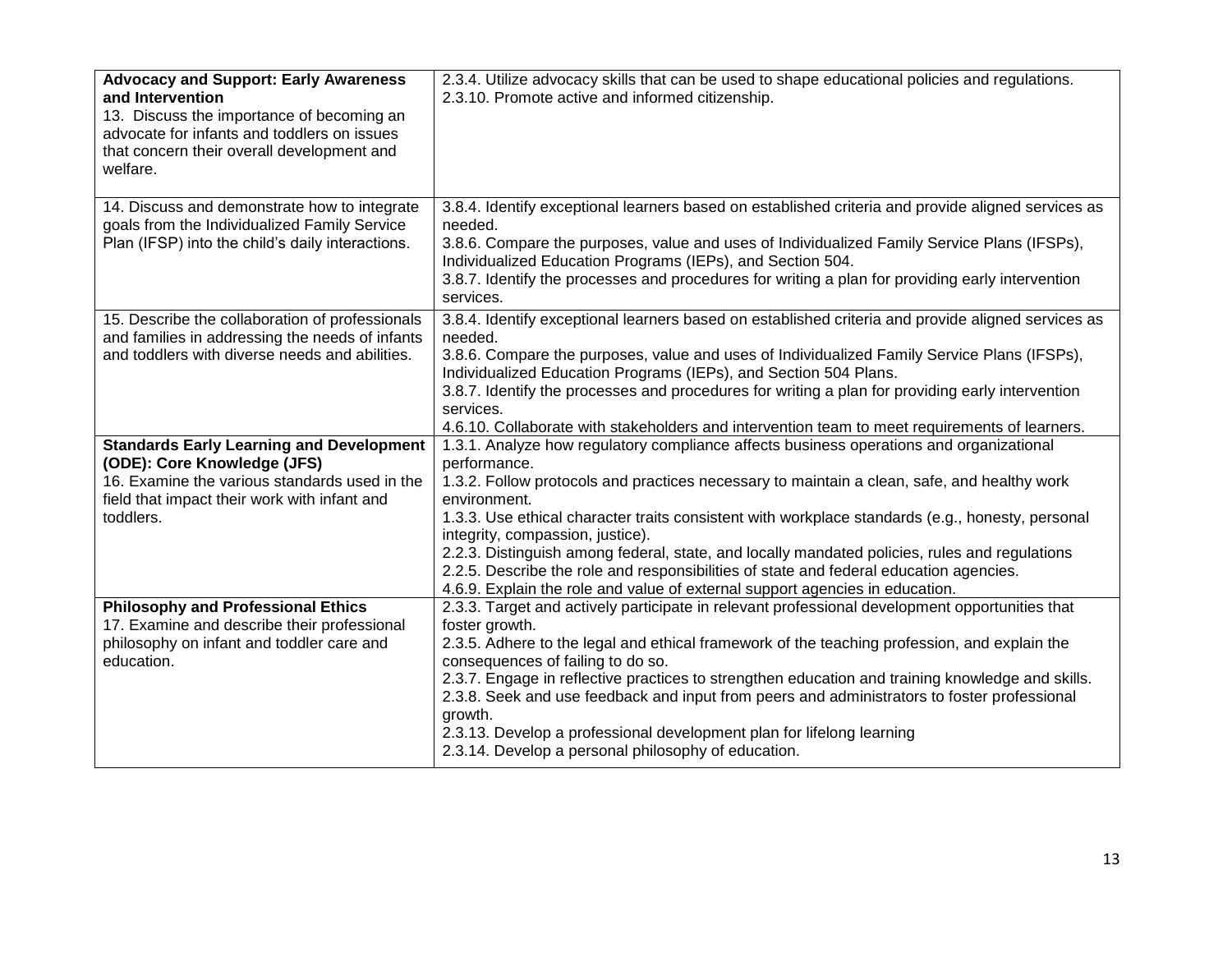| | |
|---|---|
| **Advocacy and Support: Early Awareness and Intervention**<br>13. Discuss the importance of becoming an advocate for infants and toddlers on issues that concern their overall development and welfare. | 2.3.4. Utilize advocacy skills that can be used to shape educational policies and regulations.<br>2.3.10. Promote active and informed citizenship. |
| 14. Discuss and demonstrate how to integrate goals from the Individualized Family Service Plan (IFSP) into the child's daily interactions. | 3.8.4. Identify exceptional learners based on established criteria and provide aligned services as needed.<br>3.8.6. Compare the purposes, value and uses of Individualized Family Service Plans (IFSPs), Individualized Education Programs (IEPs), and Section 504.<br>3.8.7. Identify the processes and procedures for writing a plan for providing early intervention services. |
| 15. Describe the collaboration of professionals and families in addressing the needs of infants and toddlers with diverse needs and abilities. | 3.8.4. Identify exceptional learners based on established criteria and provide aligned services as needed.<br>3.8.6. Compare the purposes, value and uses of Individualized Family Service Plans (IFSPs), Individualized Education Programs (IEPs), and Section 504 Plans.<br>3.8.7. Identify the processes and procedures for writing a plan for providing early intervention services.<br>4.6.10. Collaborate with stakeholders and intervention team to meet requirements of learners. |
| **Standards Early Learning and Development (ODE): Core Knowledge (JFS)**<br>16. Examine the various standards used in the field that impact their work with infant and toddlers. | 1.3.1. Analyze how regulatory compliance affects business operations and organizational performance.<br>1.3.2. Follow protocols and practices necessary to maintain a clean, safe, and healthy work environment.<br>1.3.3. Use ethical character traits consistent with workplace standards (e.g., honesty, personal integrity, compassion, justice).<br>2.2.3. Distinguish among federal, state, and locally mandated policies, rules and regulations<br>2.2.5. Describe the role and responsibilities of state and federal education agencies.<br>4.6.9. Explain the role and value of external support agencies in education. |
| **Philosophy and Professional Ethics**<br>17. Examine and describe their professional philosophy on infant and toddler care and education. | 2.3.3. Target and actively participate in relevant professional development opportunities that foster growth.<br>2.3.5. Adhere to the legal and ethical framework of the teaching profession, and explain the consequences of failing to do so.<br>2.3.7. Engage in reflective practices to strengthen education and training knowledge and skills.<br>2.3.8. Seek and use feedback and input from peers and administrators to foster professional growth.<br>2.3.13. Develop a professional development plan for lifelong learning<br>2.3.14. Develop a personal philosophy of education. |